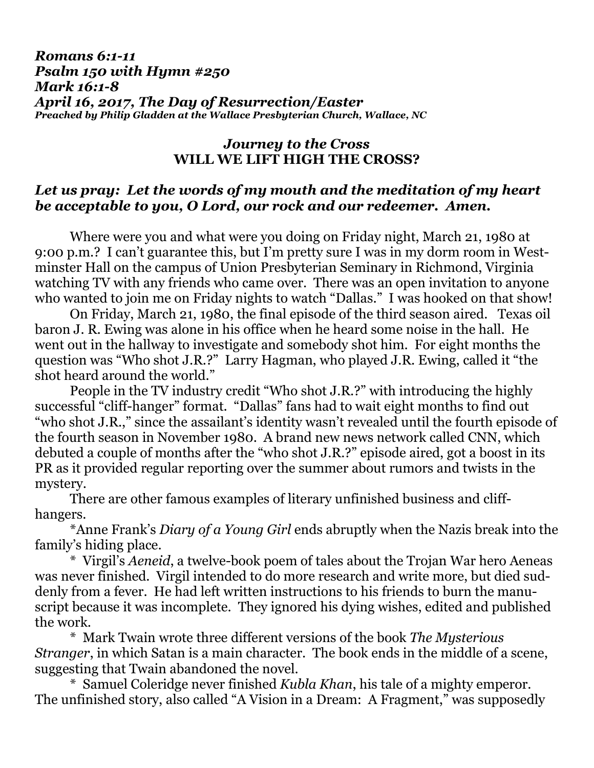***Romans 6:1-11***
***Psalm 150 with Hymn #250***
***Mark 16:1-8***
***April 16, 2017, The Day of Resurrection/Easter***
***Preached by Philip Gladden at the Wallace Presbyterian Church, Wallace, NC***

## *Journey to the Cross*
## WILL WE LIFT HIGH THE CROSS?

***Let us pray: Let the words of my mouth and the meditation of my heart be acceptable to you, O Lord, our rock and our redeemer. Amen.***

Where were you and what were you doing on Friday night, March 21, 1980 at 9:00 p.m.? I can't guarantee this, but I'm pretty sure I was in my dorm room in Westminster Hall on the campus of Union Presbyterian Seminary in Richmond, Virginia watching TV with any friends who came over. There was an open invitation to anyone who wanted to join me on Friday nights to watch "Dallas." I was hooked on that show!

On Friday, March 21, 1980, the final episode of the third season aired. Texas oil baron J. R. Ewing was alone in his office when he heard some noise in the hall. He went out in the hallway to investigate and somebody shot him. For eight months the question was "Who shot J.R.?" Larry Hagman, who played J.R. Ewing, called it "the shot heard around the world."

People in the TV industry credit "Who shot J.R.?" with introducing the highly successful "cliff-hanger" format. "Dallas" fans had to wait eight months to find out "who shot J.R.," since the assailant's identity wasn't revealed until the fourth episode of the fourth season in November 1980. A brand new news network called CNN, which debuted a couple of months after the "who shot J.R.?" episode aired, got a boost in its PR as it provided regular reporting over the summer about rumors and twists in the mystery.

There are other famous examples of literary unfinished business and cliff-hangers.

*Anne Frank's *Diary of a Young Girl* ends abruptly when the Nazis break into the family's hiding place.

\* Virgil's *Aeneid*, a twelve-book poem of tales about the Trojan War hero Aeneas was never finished. Virgil intended to do more research and write more, but died suddenly from a fever. He had left written instructions to his friends to burn the manuscript because it was incomplete. They ignored his dying wishes, edited and published the work.

\* Mark Twain wrote three different versions of the book *The Mysterious Stranger*, in which Satan is a main character. The book ends in the middle of a scene, suggesting that Twain abandoned the novel.

\* Samuel Coleridge never finished *Kubla Khan*, his tale of a mighty emperor. The unfinished story, also called "A Vision in a Dream: A Fragment," was supposedly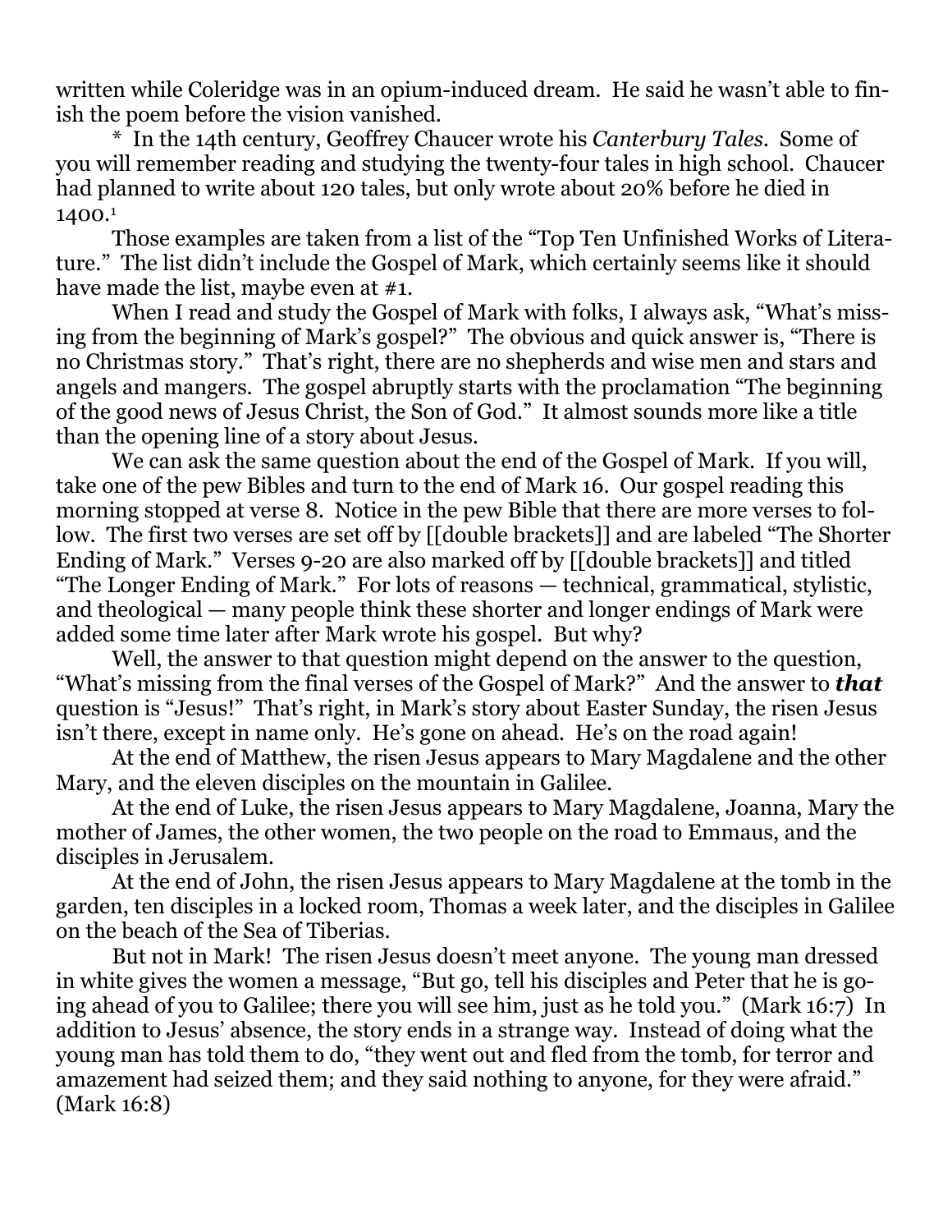written while Coleridge was in an opium-induced dream. He said he wasn't able to finish the poem before the vision vanished.

* In the 14th century, Geoffrey Chaucer wrote his *Canterbury Tales*. Some of you will remember reading and studying the twenty-four tales in high school. Chaucer had planned to write about 120 tales, but only wrote about 20% before he died in 1400.[1]

Those examples are taken from a list of the "Top Ten Unfinished Works of Literature." The list didn't include the Gospel of Mark, which certainly seems like it should have made the list, maybe even at #1.

When I read and study the Gospel of Mark with folks, I always ask, "What's missing from the beginning of Mark's gospel?" The obvious and quick answer is, "There is no Christmas story." That's right, there are no shepherds and wise men and stars and angels and mangers. The gospel abruptly starts with the proclamation "The beginning of the good news of Jesus Christ, the Son of God." It almost sounds more like a title than the opening line of a story about Jesus.

We can ask the same question about the end of the Gospel of Mark. If you will, take one of the pew Bibles and turn to the end of Mark 16. Our gospel reading this morning stopped at verse 8. Notice in the pew Bible that there are more verses to follow. The first two verses are set off by [[double brackets]] and are labeled "The Shorter Ending of Mark." Verses 9-20 are also marked off by [[double brackets]] and titled "The Longer Ending of Mark." For lots of reasons — technical, grammatical, stylistic, and theological — many people think these shorter and longer endings of Mark were added some time later after Mark wrote his gospel. But why?

Well, the answer to that question might depend on the answer to the question, "What's missing from the final verses of the Gospel of Mark?" And the answer to ***that*** question is "Jesus!" That's right, in Mark's story about Easter Sunday, the risen Jesus isn't there, except in name only. He's gone on ahead. He's on the road again!

At the end of Matthew, the risen Jesus appears to Mary Magdalene and the other Mary, and the eleven disciples on the mountain in Galilee.

At the end of Luke, the risen Jesus appears to Mary Magdalene, Joanna, Mary the mother of James, the other women, the two people on the road to Emmaus, and the disciples in Jerusalem.

At the end of John, the risen Jesus appears to Mary Magdalene at the tomb in the garden, ten disciples in a locked room, Thomas a week later, and the disciples in Galilee on the beach of the Sea of Tiberias.

But not in Mark! The risen Jesus doesn't meet anyone. The young man dressed in white gives the women a message, "But go, tell his disciples and Peter that he is going ahead of you to Galilee; there you will see him, just as he told you." (Mark 16:7) In addition to Jesus' absence, the story ends in a strange way. Instead of doing what the young man has told them to do, "they went out and fled from the tomb, for terror and amazement had seized them; and they said nothing to anyone, for they were afraid." (Mark 16:8)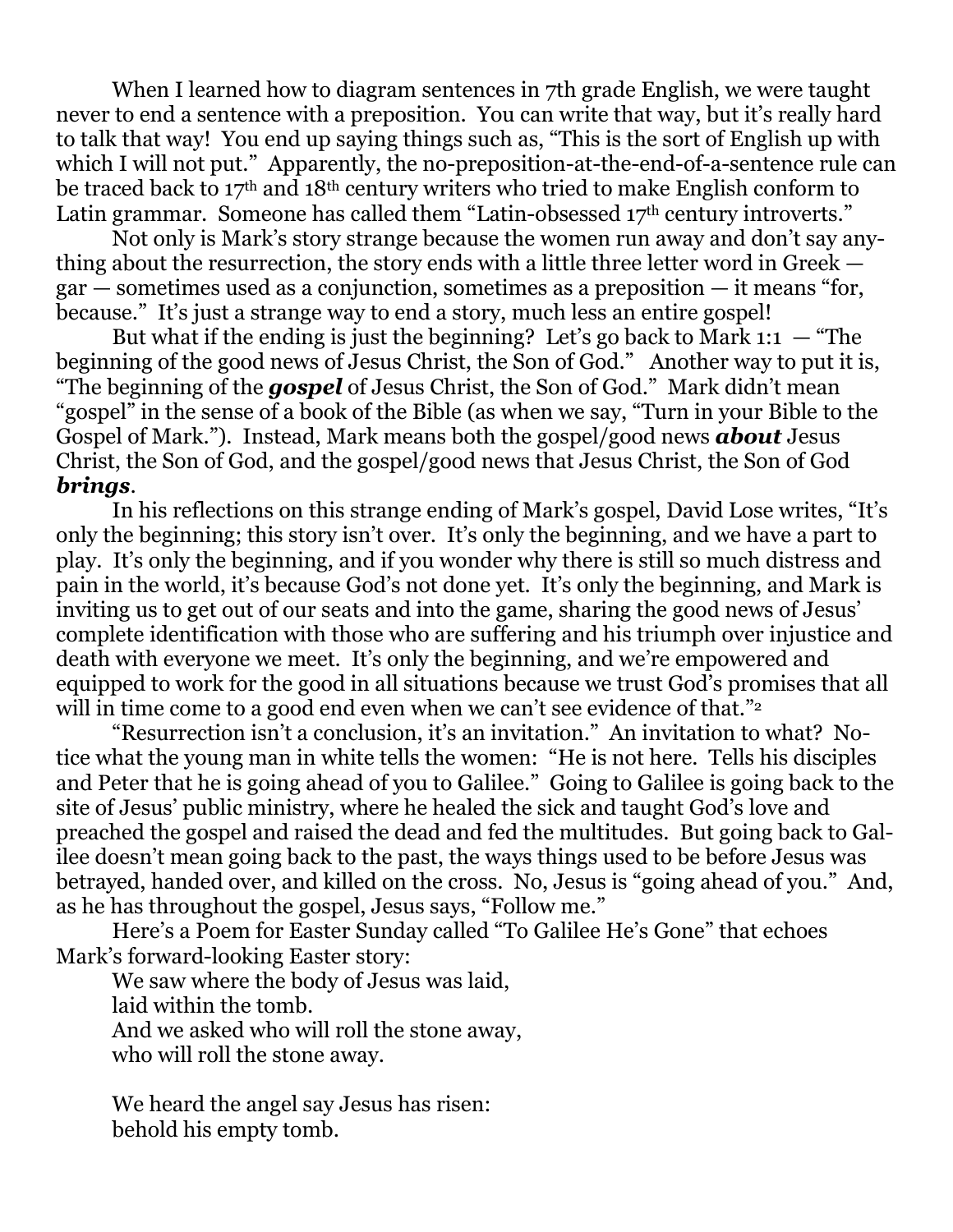When I learned how to diagram sentences in 7th grade English, we were taught never to end a sentence with a preposition. You can write that way, but it's really hard to talk that way! You end up saying things such as, "This is the sort of English up with which I will not put." Apparently, the no-preposition-at-the-end-of-a-sentence rule can be traced back to 17th and 18th century writers who tried to make English conform to Latin grammar. Someone has called them "Latin-obsessed 17th century introverts."

Not only is Mark's story strange because the women run away and don't say anything about the resurrection, the story ends with a little three letter word in Greek — gar — sometimes used as a conjunction, sometimes as a preposition — it means "for, because." It's just a strange way to end a story, much less an entire gospel!

But what if the ending is just the beginning? Let's go back to Mark 1:1 — "The beginning of the good news of Jesus Christ, the Son of God." Another way to put it is, "The beginning of the ***gospel*** of Jesus Christ, the Son of God." Mark didn't mean "gospel" in the sense of a book of the Bible (as when we say, "Turn in your Bible to the Gospel of Mark."). Instead, Mark means both the gospel/good news ***about*** Jesus Christ, the Son of God, and the gospel/good news that Jesus Christ, the Son of God ***brings***.

In his reflections on this strange ending of Mark's gospel, David Lose writes, "It's only the beginning; this story isn't over. It's only the beginning, and we have a part to play. It's only the beginning, and if you wonder why there is still so much distress and pain in the world, it's because God's not done yet. It's only the beginning, and Mark is inviting us to get out of our seats and into the game, sharing the good news of Jesus' complete identification with those who are suffering and his triumph over injustice and death with everyone we meet. It's only the beginning, and we're empowered and equipped to work for the good in all situations because we trust God's promises that all will in time come to a good end even when we can't see evidence of that."[2]

"Resurrection isn't a conclusion, it's an invitation." An invitation to what? Notice what the young man in white tells the women: "He is not here. Tells his disciples and Peter that he is going ahead of you to Galilee." Going to Galilee is going back to the site of Jesus' public ministry, where he healed the sick and taught God's love and preached the gospel and raised the dead and fed the multitudes. But going back to Galilee doesn't mean going back to the past, the ways things used to be before Jesus was betrayed, handed over, and killed on the cross. No, Jesus is "going ahead of you." And, as he has throughout the gospel, Jesus says, "Follow me."

Here's a Poem for Easter Sunday called "To Galilee He's Gone" that echoes Mark's forward-looking Easter story:

We saw where the body of Jesus was laid,
laid within the tomb.
And we asked who will roll the stone away,
who will roll the stone away.

We heard the angel say Jesus has risen:
behold his empty tomb.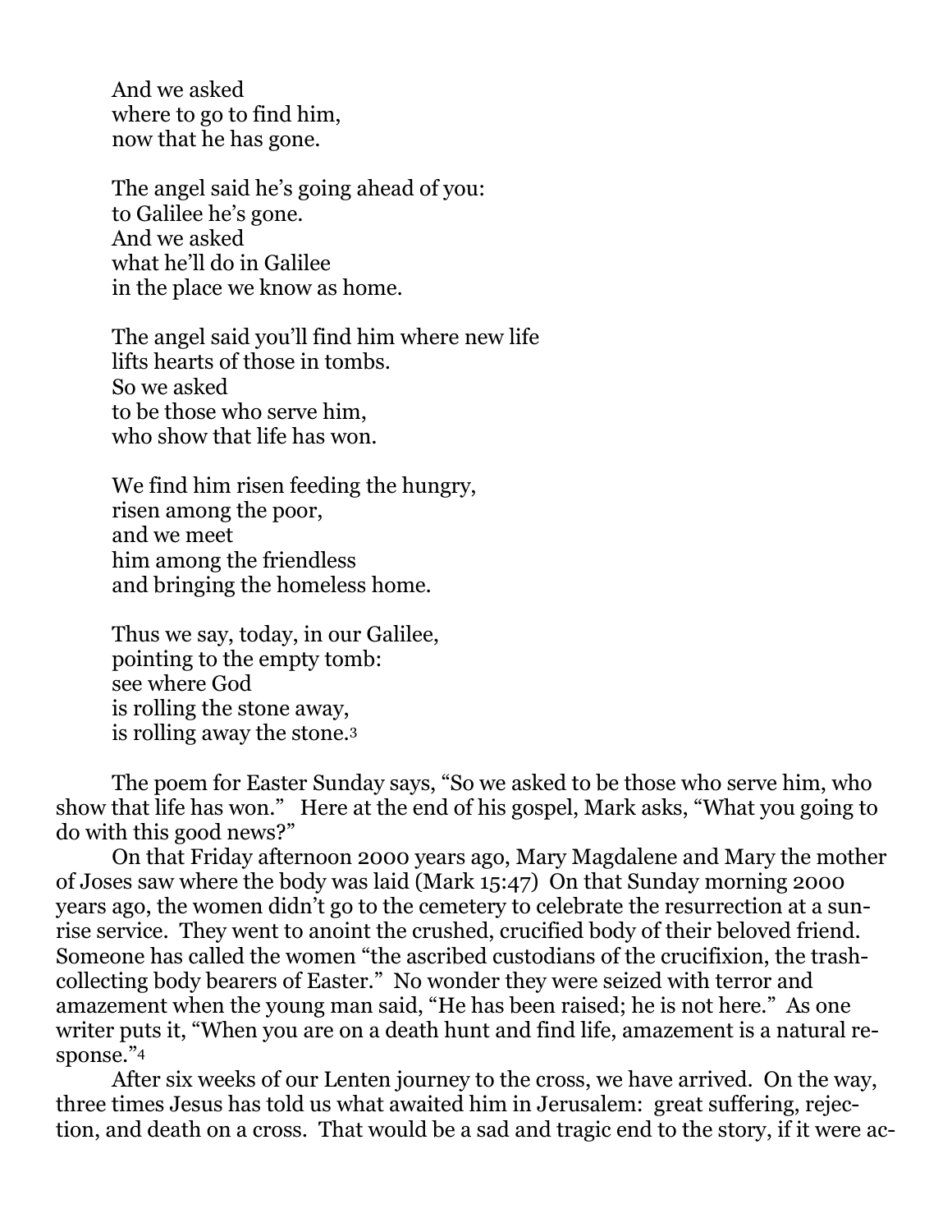And we asked  
where to go to find him,  
now that he has gone.

The angel said he's going ahead of you:  
to Galilee he's gone.  
And we asked  
what he'll do in Galilee  
in the place we know as home.

The angel said you'll find him where new life  
lifts hearts of those in tombs.  
So we asked  
to be those who serve him,  
who show that life has won.

We find him risen feeding the hungry,  
risen among the poor,  
and we meet  
him among the friendless  
and bringing the homeless home.

Thus we say, today, in our Galilee,  
pointing to the empty tomb:  
see where God  
is rolling the stone away,  
is rolling away the stone.[3]

The poem for Easter Sunday says, "So we asked to be those who serve him, who show that life has won." Here at the end of his gospel, Mark asks, "What you going to do with this good news?"

On that Friday afternoon 2000 years ago, Mary Magdalene and Mary the mother of Joses saw where the body was laid (Mark 15:47) On that Sunday morning 2000 years ago, the women didn't go to the cemetery to celebrate the resurrection at a sunrise service. They went to anoint the crushed, crucified body of their beloved friend. Someone has called the women "the ascribed custodians of the crucifixion, the trash-collecting body bearers of Easter." No wonder they were seized with terror and amazement when the young man said, "He has been raised; he is not here." As one writer puts it, "When you are on a death hunt and find life, amazement is a natural response."[4]

After six weeks of our Lenten journey to the cross, we have arrived. On the way, three times Jesus has told us what awaited him in Jerusalem: great suffering, rejection, and death on a cross. That would be a sad and tragic end to the story, if it were ac-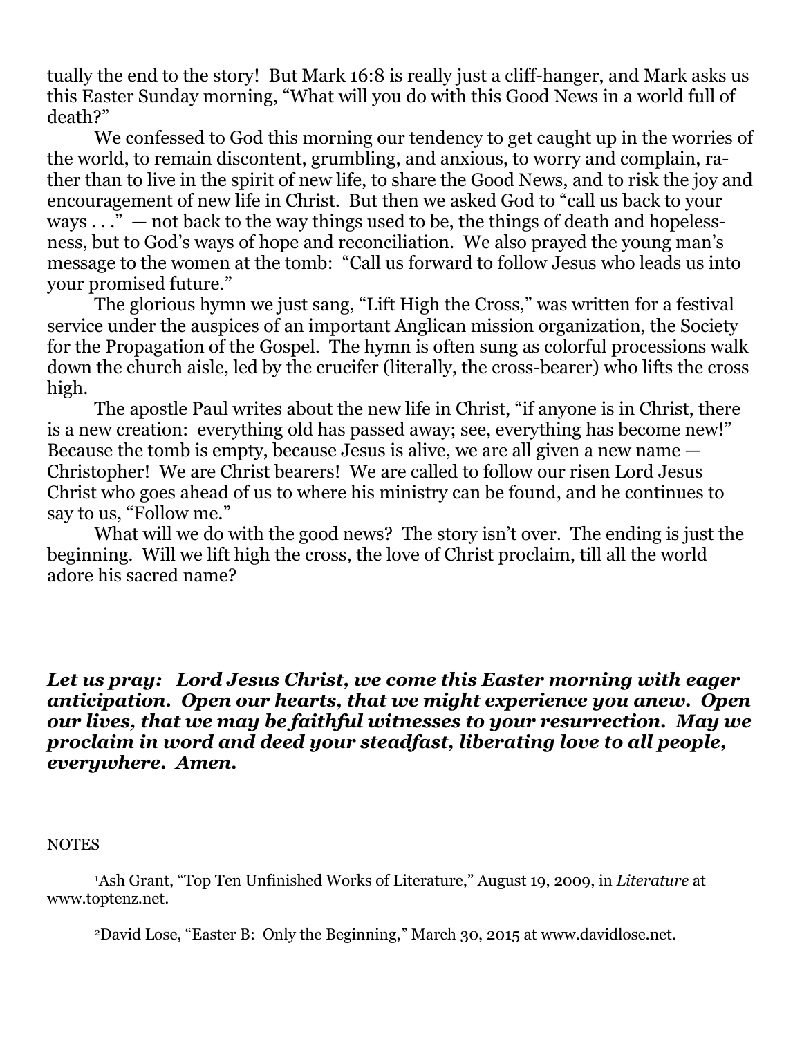tually the end to the story! But Mark 16:8 is really just a cliff-hanger, and Mark asks us this Easter Sunday morning, "What will you do with this Good News in a world full of death?"

We confessed to God this morning our tendency to get caught up in the worries of the world, to remain discontent, grumbling, and anxious, to worry and complain, rather than to live in the spirit of new life, to share the Good News, and to risk the joy and encouragement of new life in Christ. But then we asked God to "call us back to your ways . . ." — not back to the way things used to be, the things of death and hopelessness, but to God's ways of hope and reconciliation. We also prayed the young man's message to the women at the tomb: "Call us forward to follow Jesus who leads us into your promised future."

The glorious hymn we just sang, "Lift High the Cross," was written for a festival service under the auspices of an important Anglican mission organization, the Society for the Propagation of the Gospel. The hymn is often sung as colorful processions walk down the church aisle, led by the crucifer (literally, the cross-bearer) who lifts the cross high.

The apostle Paul writes about the new life in Christ, "if anyone is in Christ, there is a new creation: everything old has passed away; see, everything has become new!" Because the tomb is empty, because Jesus is alive, we are all given a new name — Christopher! We are Christ bearers! We are called to follow our risen Lord Jesus Christ who goes ahead of us to where his ministry can be found, and he continues to say to us, "Follow me."

What will we do with the good news? The story isn't over. The ending is just the beginning. Will we lift high the cross, the love of Christ proclaim, till all the world adore his sacred name?

***Let us pray: Lord Jesus Christ, we come this Easter morning with eager anticipation. Open our hearts, that we might experience you anew. Open our lives, that we may be faithful witnesses to your resurrection. May we proclaim in word and deed your steadfast, liberating love to all people, everywhere. Amen.***

NOTES

[1]Ash Grant, "Top Ten Unfinished Works of Literature," August 19, 2009, in *Literature* at www.toptenz.net.

[2]David Lose, "Easter B: Only the Beginning," March 30, 2015 at www.davidlose.net.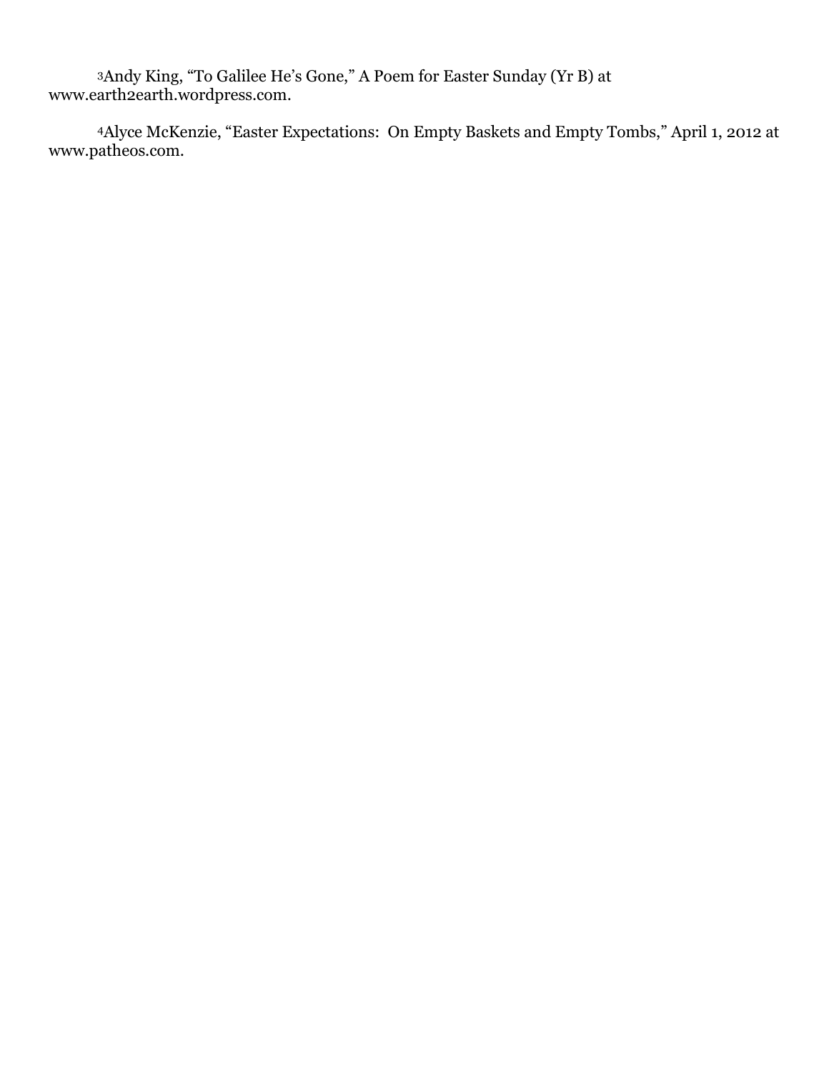[3]Andy King, “To Galilee He’s Gone,” A Poem for Easter Sunday (Yr B) at www.earth2earth.wordpress.com.

[4]Alyce McKenzie, “Easter Expectations: On Empty Baskets and Empty Tombs,” April 1, 2012 at www.patheos.com.